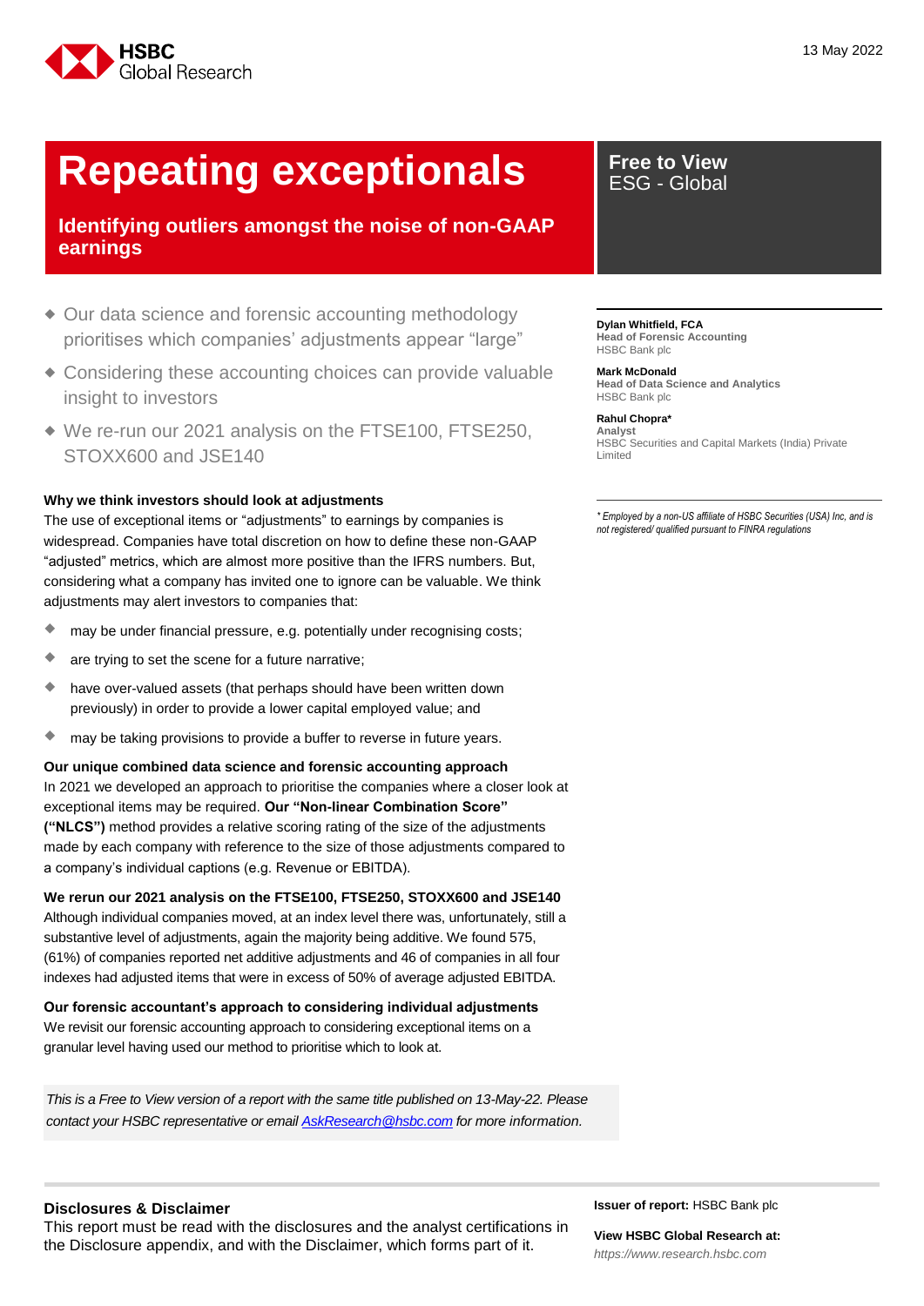HSBC Global Research

13 May 2022

# Repeating exceptionals

## Identifying outliers amongst the noise of non-GAAP earnings

**Free to View**
ESG - Global

- Our data science and forensic accounting methodology prioritises which companies' adjustments appear "large"
- Considering these accounting choices can provide valuable insight to investors
- We re-run our 2021 analysis on the FTSE100, FTSE250, STOXX600 and JSE140

**Why we think investors should look at adjustments**

The use of exceptional items or "adjustments" to earnings by companies is widespread. Companies have total discretion on how to define these non-GAAP "adjusted" metrics, which are almost more positive than the IFRS numbers. But, considering what a company has invited one to ignore can be valuable. We think adjustments may alert investors to companies that:

- may be under financial pressure, e.g. potentially under recognising costs;
- are trying to set the scene for a future narrative;
- have over-valued assets (that perhaps should have been written down previously) in order to provide a lower capital employed value; and
- may be taking provisions to provide a buffer to reverse in future years.

**Our unique combined data science and forensic accounting approach**

In 2021 we developed an approach to prioritise the companies where a closer look at exceptional items may be required. **Our "Non-linear Combination Score" ("NLCS")** method provides a relative scoring rating of the size of the adjustments made by each company with reference to the size of those adjustments compared to a company's individual captions (e.g. Revenue or EBITDA).

**We rerun our 2021 analysis on the FTSE100, FTSE250, STOXX600 and JSE140**

Although individual companies moved, at an index level there was, unfortunately, still a substantive level of adjustments, again the majority being additive. We found 575, (61%) of companies reported net additive adjustments and 46 of companies in all four indexes had adjusted items that were in excess of 50% of average adjusted EBITDA.

**Our forensic accountant's approach to considering individual adjustments**

We revisit our forensic accounting approach to considering exceptional items on a granular level having used our method to prioritise which to look at.

*This is a Free to View version of a report with the same title published on 13-May-22. Please contact your HSBC representative or email AskResearch@hsbc.com for more information.*

**Dylan Whitfield, FCA**
**Head of Forensic Accounting**
HSBC Bank plc

**Mark McDonald**
**Head of Data Science and Analytics**
HSBC Bank plc

**Rahul Chopra***
**Analyst**
HSBC Securities and Capital Markets (India) Private Limited

*\* Employed by a non-US affiliate of HSBC Securities (USA) Inc, and is not registered/ qualified pursuant to FINRA regulations*

**Disclosures & Disclaimer**

This report must be read with the disclosures and the analyst certifications in the Disclosure appendix, and with the Disclaimer, which forms part of it.

**Issuer of report:** HSBC Bank plc

**View HSBC Global Research at:**
*https://www.research.hsbc.com*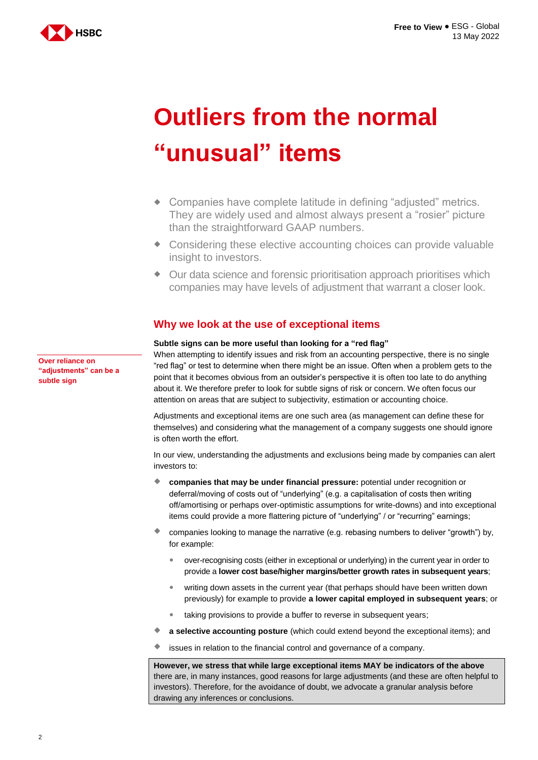# Outliers from the normal "unusual" items

- Companies have complete latitude in defining "adjusted" metrics. They are widely used and almost always present a "rosier" picture than the straightforward GAAP numbers.
- Considering these elective accounting choices can provide valuable insight to investors.
- Our data science and forensic prioritisation approach prioritises which companies may have levels of adjustment that warrant a closer look.

## Why we look at the use of exceptional items

**Over reliance on "adjustments" can be a subtle sign**

**Subtle signs can be more useful than looking for a "red flag"**

When attempting to identify issues and risk from an accounting perspective, there is no single "red flag" or test to determine when there might be an issue. Often when a problem gets to the point that it becomes obvious from an outsider's perspective it is often too late to do anything about it. We therefore prefer to look for subtle signs of risk or concern. We often focus our attention on areas that are subject to subjectivity, estimation or accounting choice.

Adjustments and exceptional items are one such area (as management can define these for themselves) and considering what the management of a company suggests one should ignore is often worth the effort.

In our view, understanding the adjustments and exclusions being made by companies can alert investors to:

- **companies that may be under financial pressure:** potential under recognition or deferral/moving of costs out of "underlying" (e.g. a capitalisation of costs then writing off/amortising or perhaps over-optimistic assumptions for write-downs) and into exceptional items could provide a more flattering picture of "underlying" / or "recurring" earnings;
- companies looking to manage the narrative (e.g. rebasing numbers to deliver "growth") by, for example:
  - over-recognising costs (either in exceptional or underlying) in the current year in order to provide a **lower cost base/higher margins/better growth rates in subsequent years**;
  - writing down assets in the current year (that perhaps should have been written down previously) for example to provide **a lower capital employed in subsequent years**; or
  - taking provisions to provide a buffer to reverse in subsequent years;
- **a selective accounting posture** (which could extend beyond the exceptional items); and
- issues in relation to the financial control and governance of a company.

**However, we stress that while large exceptional items MAY be indicators of the above** there are, in many instances, good reasons for large adjustments (and these are often helpful to investors). Therefore, for the avoidance of doubt, we advocate a granular analysis before drawing any inferences or conclusions.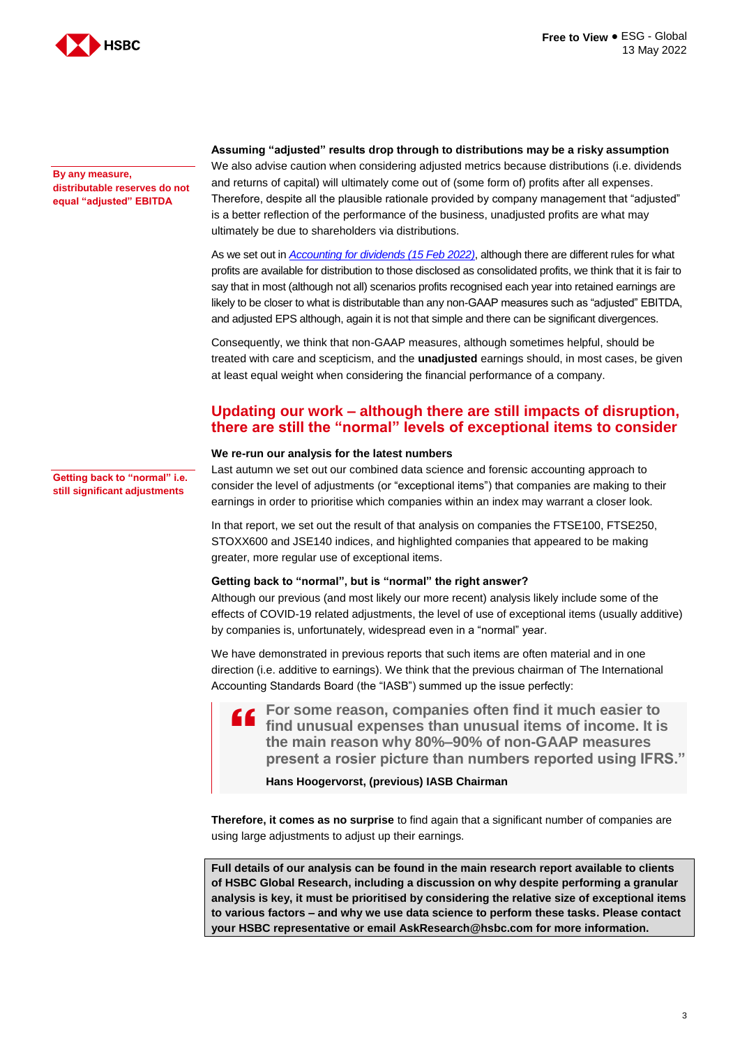**By any measure, distributable reserves do not equal "adjusted" EBITDA**

**Assuming "adjusted" results drop through to distributions may be a risky assumption**

We also advise caution when considering adjusted metrics because distributions (i.e. dividends and returns of capital) will ultimately come out of (some form of) profits after all expenses. Therefore, despite all the plausible rationale provided by company management that "adjusted" is a better reflection of the performance of the business, unadjusted profits are what may ultimately be due to shareholders via distributions.

As we set out in *Accounting for dividends (15 Feb 2022)*, although there are different rules for what profits are available for distribution to those disclosed as consolidated profits, we think that it is fair to say that in most (although not all) scenarios profits recognised each year into retained earnings are likely to be closer to what is distributable than any non-GAAP measures such as "adjusted" EBITDA, and adjusted EPS although, again it is not that simple and there can be significant divergences.

Consequently, we think that non-GAAP measures, although sometimes helpful, should be treated with care and scepticism, and the **unadjusted** earnings should, in most cases, be given at least equal weight when considering the financial performance of a company.

## Updating our work – although there are still impacts of disruption, there are still the "normal" levels of exceptional items to consider

**Getting back to "normal" i.e. still significant adjustments**

**We re-run our analysis for the latest numbers**

Last autumn we set out our combined data science and forensic accounting approach to consider the level of adjustments (or "exceptional items") that companies are making to their earnings in order to prioritise which companies within an index may warrant a closer look.

In that report, we set out the result of that analysis on companies the FTSE100, FTSE250, STOXX600 and JSE140 indices, and highlighted companies that appeared to be making greater, more regular use of exceptional items.

**Getting back to "normal", but is "normal" the right answer?**

Although our previous (and most likely our more recent) analysis likely include some of the effects of COVID-19 related adjustments, the level of use of exceptional items (usually additive) by companies is, unfortunately, widespread even in a "normal" year.

We have demonstrated in previous reports that such items are often material and in one direction (i.e. additive to earnings). We think that the previous chairman of The International Accounting Standards Board (the "IASB") summed up the issue perfectly:

> **"For some reason, companies often find it much easier to find unusual expenses than unusual items of income. It is the main reason why 80%–90% of non-GAAP measures present a rosier picture than numbers reported using IFRS."**
>
> **Hans Hoogervorst, (previous) IASB Chairman**

**Therefore, it comes as no surprise** to find again that a significant number of companies are using large adjustments to adjust up their earnings.

**Full details of our analysis can be found in the main research report available to clients of HSBC Global Research, including a discussion on why despite performing a granular analysis is key, it must be prioritised by considering the relative size of exceptional items to various factors – and why we use data science to perform these tasks. Please contact your HSBC representative or email AskResearch@hsbc.com for more information.**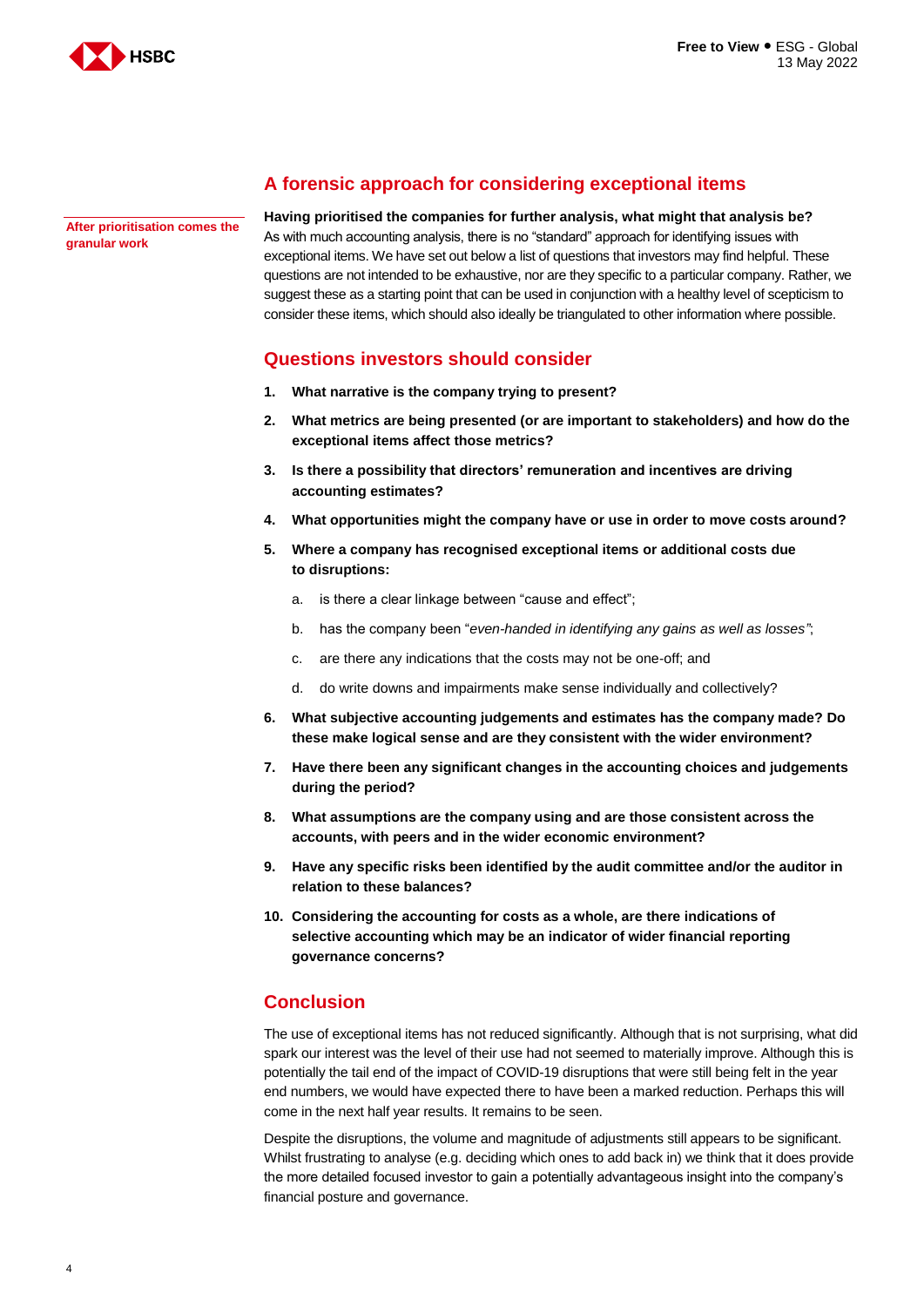## A forensic approach for considering exceptional items

**After prioritisation comes the granular work**

**Having prioritised the companies for further analysis, what might that analysis be?**
As with much accounting analysis, there is no "standard" approach for identifying issues with exceptional items. We have set out below a list of questions that investors may find helpful. These questions are not intended to be exhaustive, nor are they specific to a particular company. Rather, we suggest these as a starting point that can be used in conjunction with a healthy level of scepticism to consider these items, which should also ideally be triangulated to other information where possible.

## Questions investors should consider

1. **What narrative is the company trying to present?**
2. **What metrics are being presented (or are important to stakeholders) and how do the exceptional items affect those metrics?**
3. **Is there a possibility that directors' remuneration and incentives are driving accounting estimates?**
4. **What opportunities might the company have or use in order to move costs around?**
5. **Where a company has recognised exceptional items or additional costs due to disruptions:**
   a. is there a clear linkage between "cause and effect";
   b. has the company been "*even-handed in identifying any gains as well as losses*";
   c. are there any indications that the costs may not be one-off; and
   d. do write downs and impairments make sense individually and collectively?
6. **What subjective accounting judgements and estimates has the company made? Do these make logical sense and are they consistent with the wider environment?**
7. **Have there been any significant changes in the accounting choices and judgements during the period?**
8. **What assumptions are the company using and are those consistent across the accounts, with peers and in the wider economic environment?**
9. **Have any specific risks been identified by the audit committee and/or the auditor in relation to these balances?**
10. **Considering the accounting for costs as a whole, are there indications of selective accounting which may be an indicator of wider financial reporting governance concerns?**

## Conclusion

The use of exceptional items has not reduced significantly. Although that is not surprising, what did spark our interest was the level of their use had not seemed to materially improve. Although this is potentially the tail end of the impact of COVID-19 disruptions that were still being felt in the year end numbers, we would have expected there to have been a marked reduction. Perhaps this will come in the next half year results. It remains to be seen.

Despite the disruptions, the volume and magnitude of adjustments still appears to be significant. Whilst frustrating to analyse (e.g. deciding which ones to add back in) we think that it does provide the more detailed focused investor to gain a potentially advantageous insight into the company's financial posture and governance.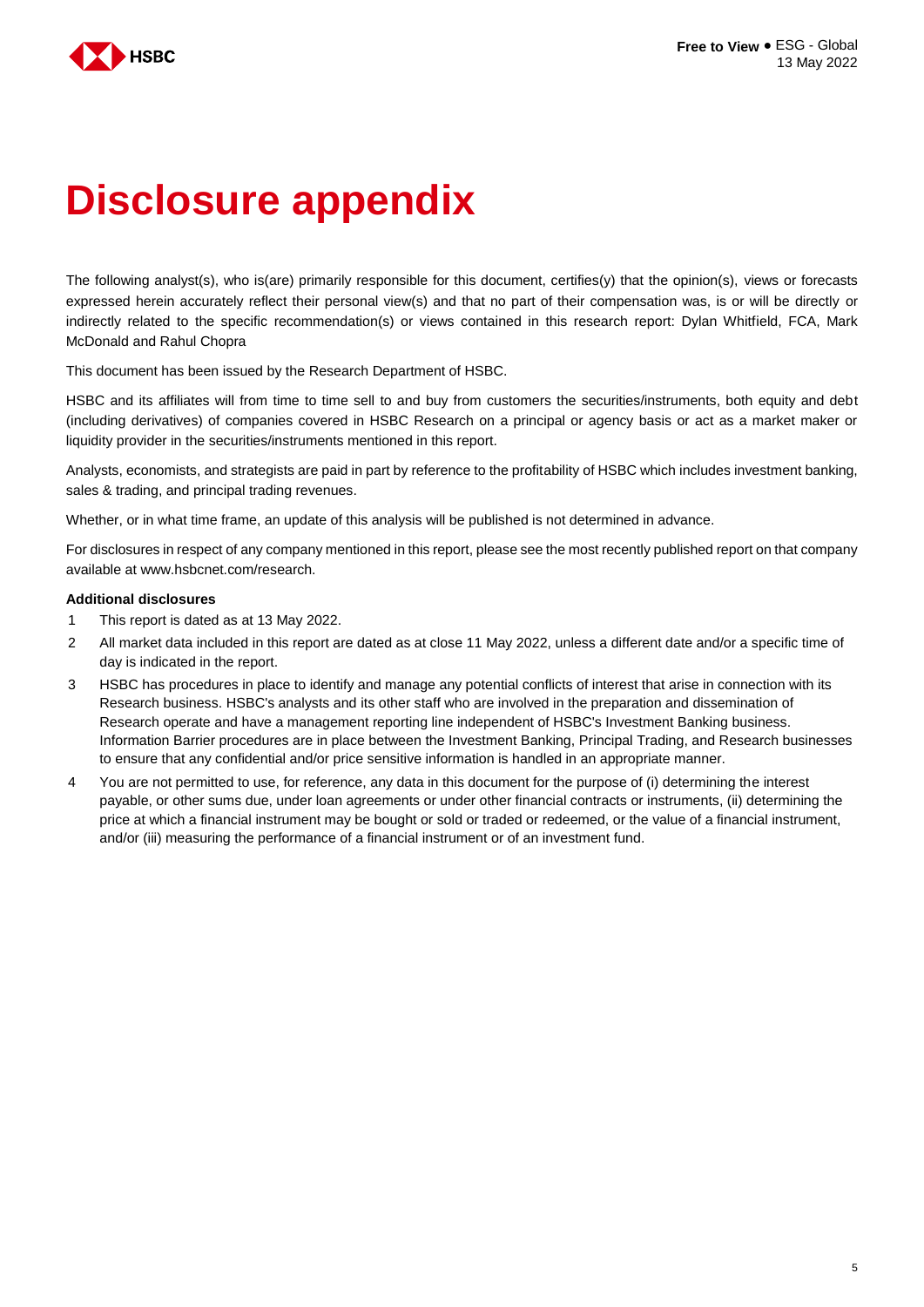# Disclosure appendix

The following analyst(s), who is(are) primarily responsible for this document, certifies(y) that the opinion(s), views or forecasts expressed herein accurately reflect their personal view(s) and that no part of their compensation was, is or will be directly or indirectly related to the specific recommendation(s) or views contained in this research report: Dylan Whitfield, FCA, Mark McDonald and Rahul Chopra

This document has been issued by the Research Department of HSBC.

HSBC and its affiliates will from time to time sell to and buy from customers the securities/instruments, both equity and debt (including derivatives) of companies covered in HSBC Research on a principal or agency basis or act as a market maker or liquidity provider in the securities/instruments mentioned in this report.

Analysts, economists, and strategists are paid in part by reference to the profitability of HSBC which includes investment banking, sales & trading, and principal trading revenues.

Whether, or in what time frame, an update of this analysis will be published is not determined in advance.

For disclosures in respect of any company mentioned in this report, please see the most recently published report on that company available at www.hsbcnet.com/research.

**Additional disclosures**

1. This report is dated as at 13 May 2022.
2. All market data included in this report are dated as at close 11 May 2022, unless a different date and/or a specific time of day is indicated in the report.
3. HSBC has procedures in place to identify and manage any potential conflicts of interest that arise in connection with its Research business. HSBC's analysts and its other staff who are involved in the preparation and dissemination of Research operate and have a management reporting line independent of HSBC's Investment Banking business. Information Barrier procedures are in place between the Investment Banking, Principal Trading, and Research businesses to ensure that any confidential and/or price sensitive information is handled in an appropriate manner.
4. You are not permitted to use, for reference, any data in this document for the purpose of (i) determining the interest payable, or other sums due, under loan agreements or under other financial contracts or instruments, (ii) determining the price at which a financial instrument may be bought or sold or traded or redeemed, or the value of a financial instrument, and/or (iii) measuring the performance of a financial instrument or of an investment fund.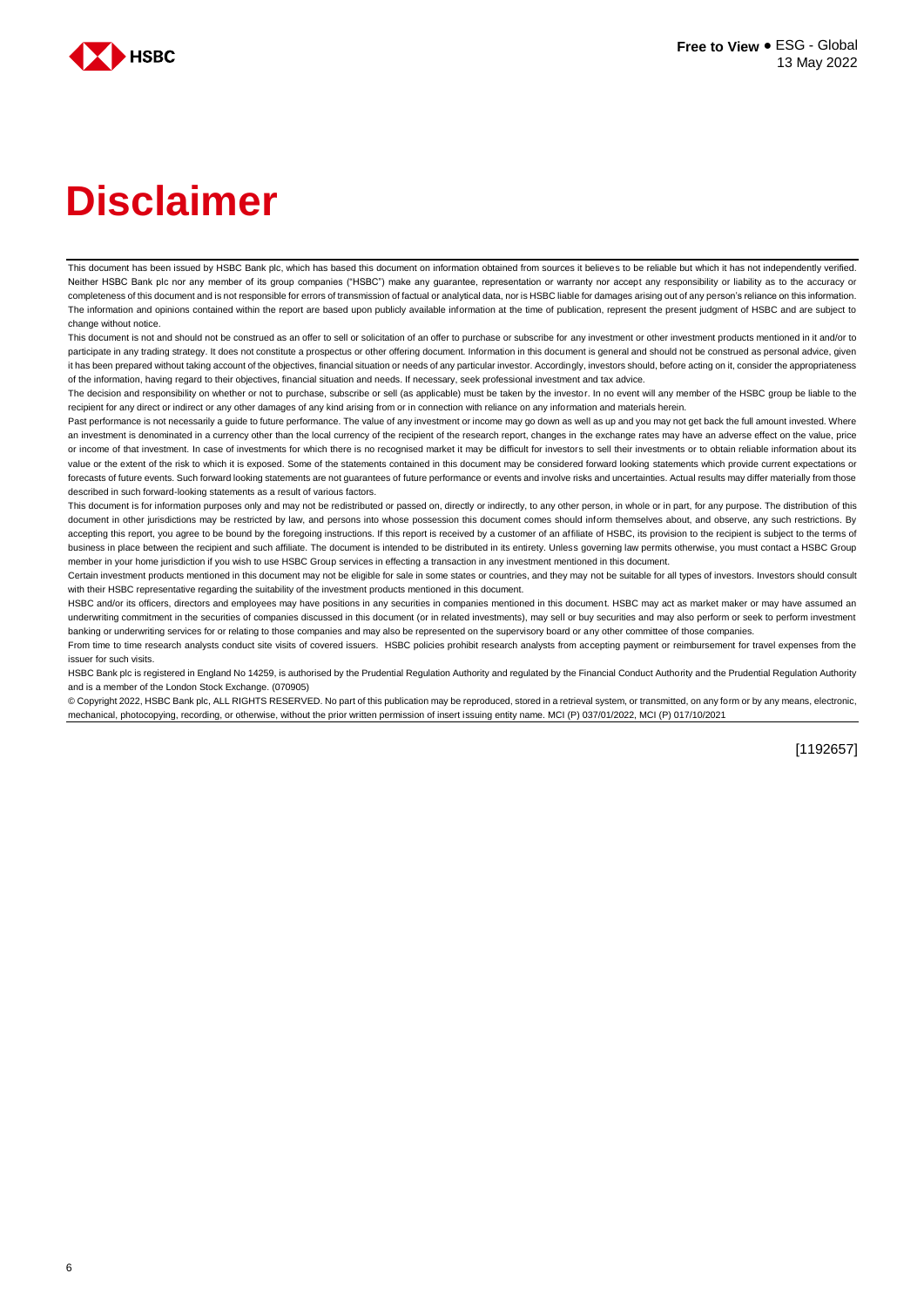# Disclaimer

This document has been issued by HSBC Bank plc, which has based this document on information obtained from sources it believes to be reliable but which it has not independently verified. Neither HSBC Bank plc nor any member of its group companies ("HSBC") make any guarantee, representation or warranty nor accept any responsibility or liability as to the accuracy or completeness of this document and is not responsible for errors of transmission of factual or analytical data, nor is HSBC liable for damages arising out of any person's reliance on this information. The information and opinions contained within the report are based upon publicly available information at the time of publication, represent the present judgment of HSBC and are subject to change without notice.

This document is not and should not be construed as an offer to sell or solicitation of an offer to purchase or subscribe for any investment or other investment products mentioned in it and/or to participate in any trading strategy. It does not constitute a prospectus or other offering document. Information in this document is general and should not be construed as personal advice, given it has been prepared without taking account of the objectives, financial situation or needs of any particular investor. Accordingly, investors should, before acting on it, consider the appropriateness of the information, having regard to their objectives, financial situation and needs. If necessary, seek professional investment and tax advice.

The decision and responsibility on whether or not to purchase, subscribe or sell (as applicable) must be taken by the investor. In no event will any member of the HSBC group be liable to the recipient for any direct or indirect or any other damages of any kind arising from or in connection with reliance on any information and materials herein.

Past performance is not necessarily a guide to future performance. The value of any investment or income may go down as well as up and you may not get back the full amount invested. Where an investment is denominated in a currency other than the local currency of the recipient of the research report, changes in the exchange rates may have an adverse effect on the value, price or income of that investment. In case of investments for which there is no recognised market it may be difficult for investors to sell their investments or to obtain reliable information about its value or the extent of the risk to which it is exposed. Some of the statements contained in this document may be considered forward looking statements which provide current expectations or forecasts of future events. Such forward looking statements are not guarantees of future performance or events and involve risks and uncertainties. Actual results may differ materially from those described in such forward-looking statements as a result of various factors.

This document is for information purposes only and may not be redistributed or passed on, directly or indirectly, to any other person, in whole or in part, for any purpose. The distribution of this document in other jurisdictions may be restricted by law, and persons into whose possession this document comes should inform themselves about, and observe, any such restrictions. By accepting this report, you agree to be bound by the foregoing instructions. If this report is received by a customer of an affiliate of HSBC, its provision to the recipient is subject to the terms of business in place between the recipient and such affiliate. The document is intended to be distributed in its entirety. Unless governing law permits otherwise, you must contact a HSBC Group member in your home jurisdiction if you wish to use HSBC Group services in effecting a transaction in any investment mentioned in this document.

Certain investment products mentioned in this document may not be eligible for sale in some states or countries, and they may not be suitable for all types of investors. Investors should consult with their HSBC representative regarding the suitability of the investment products mentioned in this document.

HSBC and/or its officers, directors and employees may have positions in any securities in companies mentioned in this document. HSBC may act as market maker or may have assumed an underwriting commitment in the securities of companies discussed in this document (or in related investments), may sell or buy securities and may also perform or seek to perform investment banking or underwriting services for or relating to those companies and may also be represented on the supervisory board or any other committee of those companies.

From time to time research analysts conduct site visits of covered issuers. HSBC policies prohibit research analysts from accepting payment or reimbursement for travel expenses from the issuer for such visits.

HSBC Bank plc is registered in England No 14259, is authorised by the Prudential Regulation Authority and regulated by the Financial Conduct Authority and the Prudential Regulation Authority and is a member of the London Stock Exchange. (070905)

© Copyright 2022, HSBC Bank plc, ALL RIGHTS RESERVED. No part of this publication may be reproduced, stored in a retrieval system, or transmitted, on any form or by any means, electronic, mechanical, photocopying, recording, or otherwise, without the prior written permission of insert issuing entity name. MCI (P) 037/01/2022, MCI (P) 017/10/2021

[1192657]